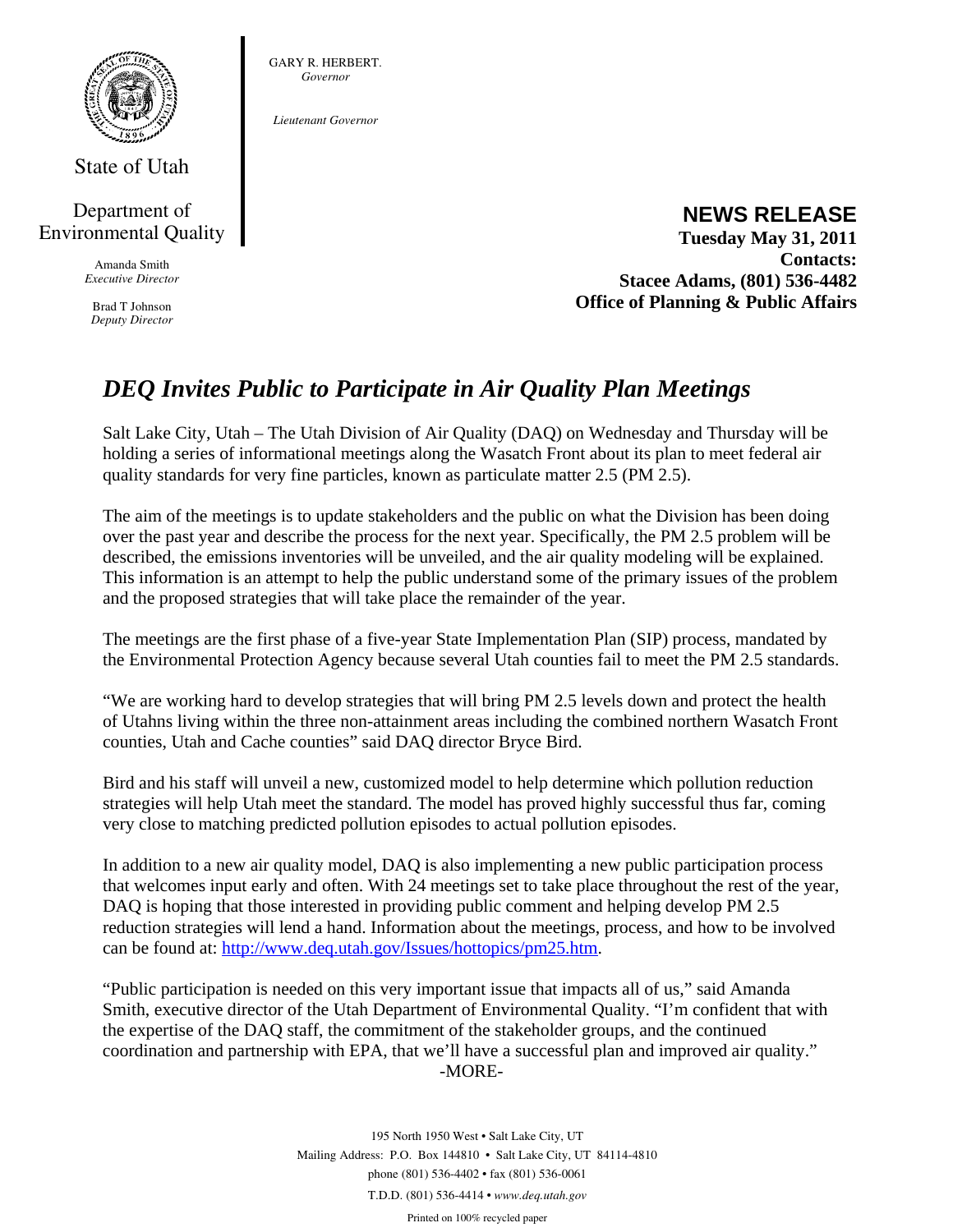State of Utah

Department of Environmental Quality

Amanda Smith
*Executive Director*

Brad T Johnson
*Deputy Director*

GARY R. HERBERT.
*Governor*

*Lieutenant Governor*

**NEWS RELEASE**
**Tuesday May 31, 2011**
**Contacts:**
**Stacee Adams, (801) 536-4482**
**Office of Planning & Public Affairs**

## *DEQ Invites Public to Participate in Air Quality Plan Meetings*

Salt Lake City, Utah – The Utah Division of Air Quality (DAQ) on Wednesday and Thursday will be holding a series of informational meetings along the Wasatch Front about its plan to meet federal air quality standards for very fine particles, known as particulate matter 2.5 (PM 2.5).

The aim of the meetings is to update stakeholders and the public on what the Division has been doing over the past year and describe the process for the next year. Specifically, the PM 2.5 problem will be described, the emissions inventories will be unveiled, and the air quality modeling will be explained. This information is an attempt to help the public understand some of the primary issues of the problem and the proposed strategies that will take place the remainder of the year.

The meetings are the first phase of a five-year State Implementation Plan (SIP) process, mandated by the Environmental Protection Agency because several Utah counties fail to meet the PM 2.5 standards.

"We are working hard to develop strategies that will bring PM 2.5 levels down and protect the health of Utahns living within the three non-attainment areas including the combined northern Wasatch Front counties, Utah and Cache counties" said DAQ director Bryce Bird.

Bird and his staff will unveil a new, customized model to help determine which pollution reduction strategies will help Utah meet the standard. The model has proved highly successful thus far, coming very close to matching predicted pollution episodes to actual pollution episodes.

In addition to a new air quality model, DAQ is also implementing a new public participation process that welcomes input early and often. With 24 meetings set to take place throughout the rest of the year, DAQ is hoping that those interested in providing public comment and helping develop PM 2.5 reduction strategies will lend a hand. Information about the meetings, process, and how to be involved can be found at: http://www.deq.utah.gov/Issues/hottopics/pm25.htm.

"Public participation is needed on this very important issue that impacts all of us," said Amanda Smith, executive director of the Utah Department of Environmental Quality. "I'm confident that with the expertise of the DAQ staff, the commitment of the stakeholder groups, and the continued coordination and partnership with EPA, that we'll have a successful plan and improved air quality."

-MORE-

195 North 1950 West • Salt Lake City, UT
Mailing Address: P.O. Box 144810 • Salt Lake City, UT 84114-4810
phone (801) 536-4402 • fax (801) 536-0061
T.D.D. (801) 536-4414 • *www.deq.utah.gov*
Printed on 100% recycled paper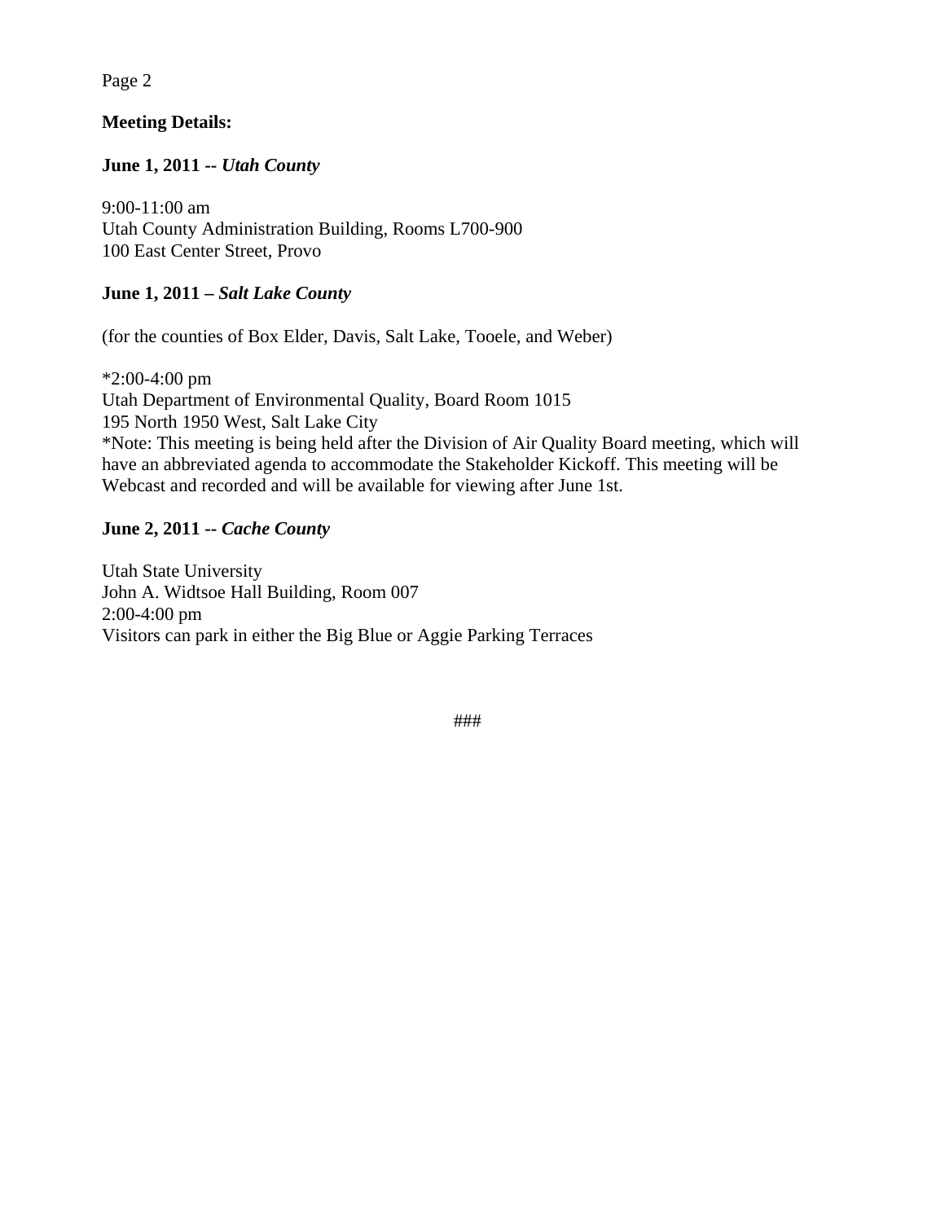**Meeting Details:**

**June 1, 2011 --** ***Utah County***

9:00-11:00 am
Utah County Administration Building, Rooms L700-900
100 East Center Street, Provo

**June 1, 2011 –** ***Salt Lake County***

(for the counties of Box Elder, Davis, Salt Lake, Tooele, and Weber)

*2:00-4:00 pm
Utah Department of Environmental Quality, Board Room 1015
195 North 1950 West, Salt Lake City
*Note: This meeting is being held after the Division of Air Quality Board meeting, which will have an abbreviated agenda to accommodate the Stakeholder Kickoff. This meeting will be Webcast and recorded and will be available for viewing after June 1st.

**June 2, 2011 --** ***Cache County***

Utah State University
John A. Widtsoe Hall Building, Room 007
2:00-4:00 pm
Visitors can park in either the Big Blue or Aggie Parking Terraces

###